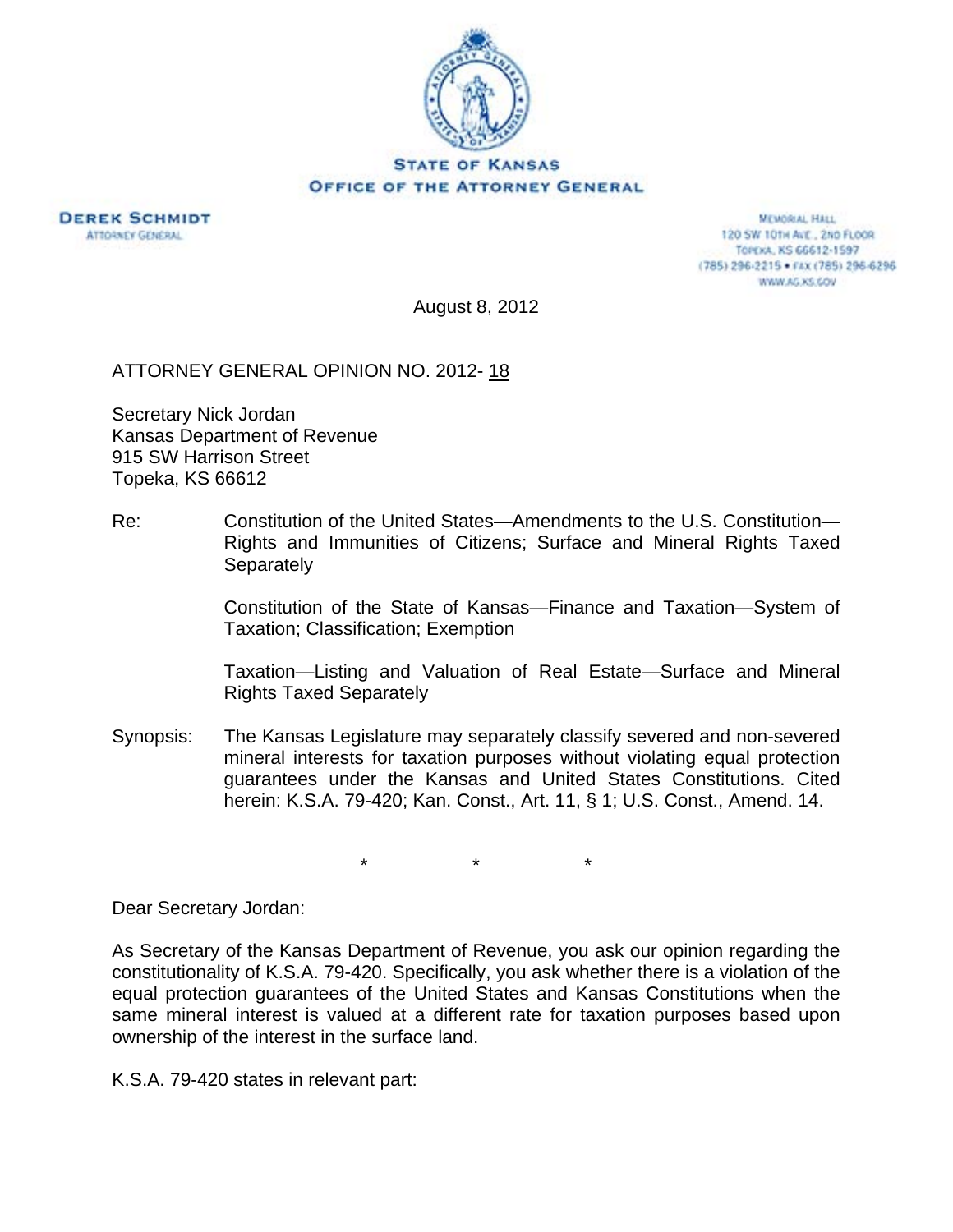**STATE OF KANSAS**
**OFFICE OF THE ATTORNEY GENERAL**

**DEREK SCHMIDT**
ATTORNEY GENERAL

MEMORIAL HALL
120 SW 10TH AVE., 2ND FLOOR
TOPEKA, KS 66612-1597
(785) 296-2215 • FAX (785) 296-6296
WWW.AG.KS.GOV

August 8, 2012

ATTORNEY GENERAL OPINION NO. 2012- 18

Secretary Nick Jordan
Kansas Department of Revenue
915 SW Harrison Street
Topeka, KS 66612

Re: Constitution of the United States—Amendments to the U.S. Constitution—Rights and Immunities of Citizens; Surface and Mineral Rights Taxed Separately

Constitution of the State of Kansas—Finance and Taxation—System of Taxation; Classification; Exemption

Taxation—Listing and Valuation of Real Estate—Surface and Mineral Rights Taxed Separately

Synopsis: The Kansas Legislature may separately classify severed and non-severed mineral interests for taxation purposes without violating equal protection guarantees under the Kansas and United States Constitutions. Cited herein: K.S.A. 79-420; Kan. Const., Art. 11, § 1; U.S. Const., Amend. 14.

\* \* \*

Dear Secretary Jordan:

As Secretary of the Kansas Department of Revenue, you ask our opinion regarding the constitutionality of K.S.A. 79-420. Specifically, you ask whether there is a violation of the equal protection guarantees of the United States and Kansas Constitutions when the same mineral interest is valued at a different rate for taxation purposes based upon ownership of the interest in the surface land.

K.S.A. 79-420 states in relevant part: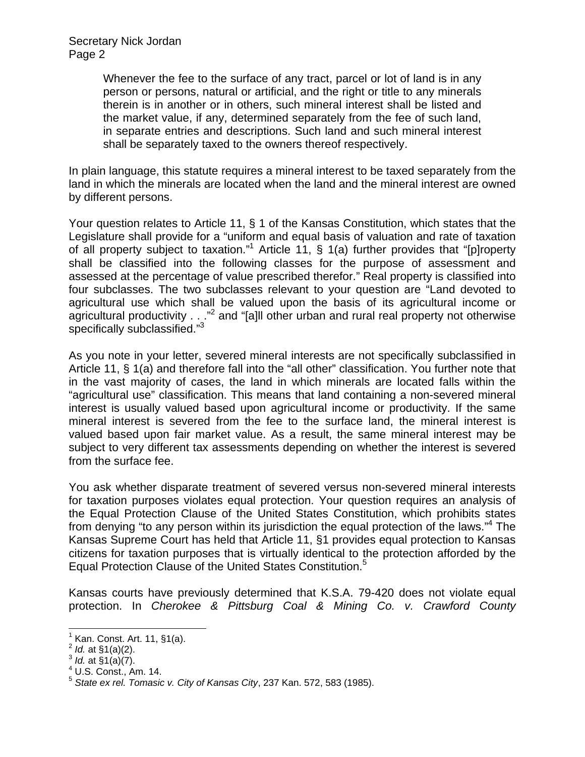> Whenever the fee to the surface of any tract, parcel or lot of land is in any person or persons, natural or artificial, and the right or title to any minerals therein is in another or in others, such mineral interest shall be listed and the market value, if any, determined separately from the fee of such land, in separate entries and descriptions. Such land and such mineral interest shall be separately taxed to the owners thereof respectively.

In plain language, this statute requires a mineral interest to be taxed separately from the land in which the minerals are located when the land and the mineral interest are owned by different persons.

Your question relates to Article 11, § 1 of the Kansas Constitution, which states that the Legislature shall provide for a "uniform and equal basis of valuation and rate of taxation of all property subject to taxation."[1] Article 11, § 1(a) further provides that "[p]roperty shall be classified into the following classes for the purpose of assessment and assessed at the percentage of value prescribed therefor." Real property is classified into four subclasses. The two subclasses relevant to your question are "Land devoted to agricultural use which shall be valued upon the basis of its agricultural income or agricultural productivity . . ."[2] and "[a]ll other urban and rural real property not otherwise specifically subclassified."[3]

As you note in your letter, severed mineral interests are not specifically subclassified in Article 11, § 1(a) and therefore fall into the "all other" classification. You further note that in the vast majority of cases, the land in which minerals are located falls within the "agricultural use" classification. This means that land containing a non-severed mineral interest is usually valued based upon agricultural income or productivity. If the same mineral interest is severed from the fee to the surface land, the mineral interest is valued based upon fair market value. As a result, the same mineral interest may be subject to very different tax assessments depending on whether the interest is severed from the surface fee.

You ask whether disparate treatment of severed versus non-severed mineral interests for taxation purposes violates equal protection. Your question requires an analysis of the Equal Protection Clause of the United States Constitution, which prohibits states from denying "to any person within its jurisdiction the equal protection of the laws."[4] The Kansas Supreme Court has held that Article 11, §1 provides equal protection to Kansas citizens for taxation purposes that is virtually identical to the protection afforded by the Equal Protection Clause of the United States Constitution.[5]

Kansas courts have previously determined that K.S.A. 79-420 does not violate equal protection. In *Cherokee & Pittsburg Coal & Mining Co. v. Crawford County*

---

[1] Kan. Const. Art. 11, §1(a).
[2] *Id.* at §1(a)(2).
[3] *Id.* at §1(a)(7).
[4] U.S. Const., Am. 14.
[5] *State ex rel. Tomasic v. City of Kansas City*, 237 Kan. 572, 583 (1985).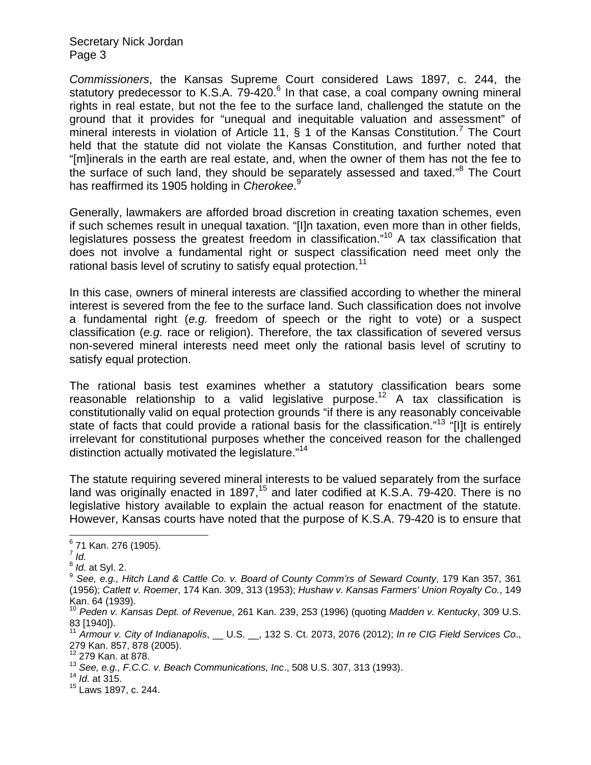*Commissioners*, the Kansas Supreme Court considered Laws 1897, c. 244, the statutory predecessor to K.S.A. 79-420.[6] In that case, a coal company owning mineral rights in real estate, but not the fee to the surface land, challenged the statute on the ground that it provides for "unequal and inequitable valuation and assessment" of mineral interests in violation of Article 11, § 1 of the Kansas Constitution.[7] The Court held that the statute did not violate the Kansas Constitution, and further noted that "[m]inerals in the earth are real estate, and, when the owner of them has not the fee to the surface of such land, they should be separately assessed and taxed."[8] The Court has reaffirmed its 1905 holding in *Cherokee*.[9]

Generally, lawmakers are afforded broad discretion in creating taxation schemes, even if such schemes result in unequal taxation. "[I]n taxation, even more than in other fields, legislatures possess the greatest freedom in classification."[10] A tax classification that does not involve a fundamental right or suspect classification need meet only the rational basis level of scrutiny to satisfy equal protection.[11]

In this case, owners of mineral interests are classified according to whether the mineral interest is severed from the fee to the surface land. Such classification does not involve a fundamental right (*e.g.* freedom of speech or the right to vote) or a suspect classification (*e.g.* race or religion). Therefore, the tax classification of severed versus non-severed mineral interests need meet only the rational basis level of scrutiny to satisfy equal protection.

The rational basis test examines whether a statutory classification bears some reasonable relationship to a valid legislative purpose.[12] A tax classification is constitutionally valid on equal protection grounds "if there is any reasonably conceivable state of facts that could provide a rational basis for the classification."[13] "[I]t is entirely irrelevant for constitutional purposes whether the conceived reason for the challenged distinction actually motivated the legislature."[14]

The statute requiring severed mineral interests to be valued separately from the surface land was originally enacted in 1897,[15] and later codified at K.S.A. 79-420. There is no legislative history available to explain the actual reason for enactment of the statute. However, Kansas courts have noted that the purpose of K.S.A. 79-420 is to ensure that

---

[6] 71 Kan. 276 (1905).

[7] *Id.*

[8] *Id.* at Syl. 2.

[9] *See, e.g., Hitch Land & Cattle Co. v. Board of County Comm'rs of Seward County*, 179 Kan 357, 361 (1956); *Catlett v. Roemer*, 174 Kan. 309, 313 (1953); *Hushaw v. Kansas Farmers' Union Royalty Co.*, 149 Kan. 64 (1939).

[10] *Peden v. Kansas Dept. of Revenue*, 261 Kan. 239, 253 (1996) (quoting *Madden v. Kentucky*, 309 U.S. 83 [1940]).

[11] *Armour v. City of Indianapolis*, __ U.S. __, 132 S. Ct. 2073, 2076 (2012); *In re CIG Field Services Co*., 279 Kan. 857, 878 (2005).

[12] 279 Kan. at 878.

[13] *See, e.g., F.C.C. v. Beach Communications, Inc*., 508 U.S. 307, 313 (1993).

[14] *Id.* at 315.

[15] Laws 1897, c. 244.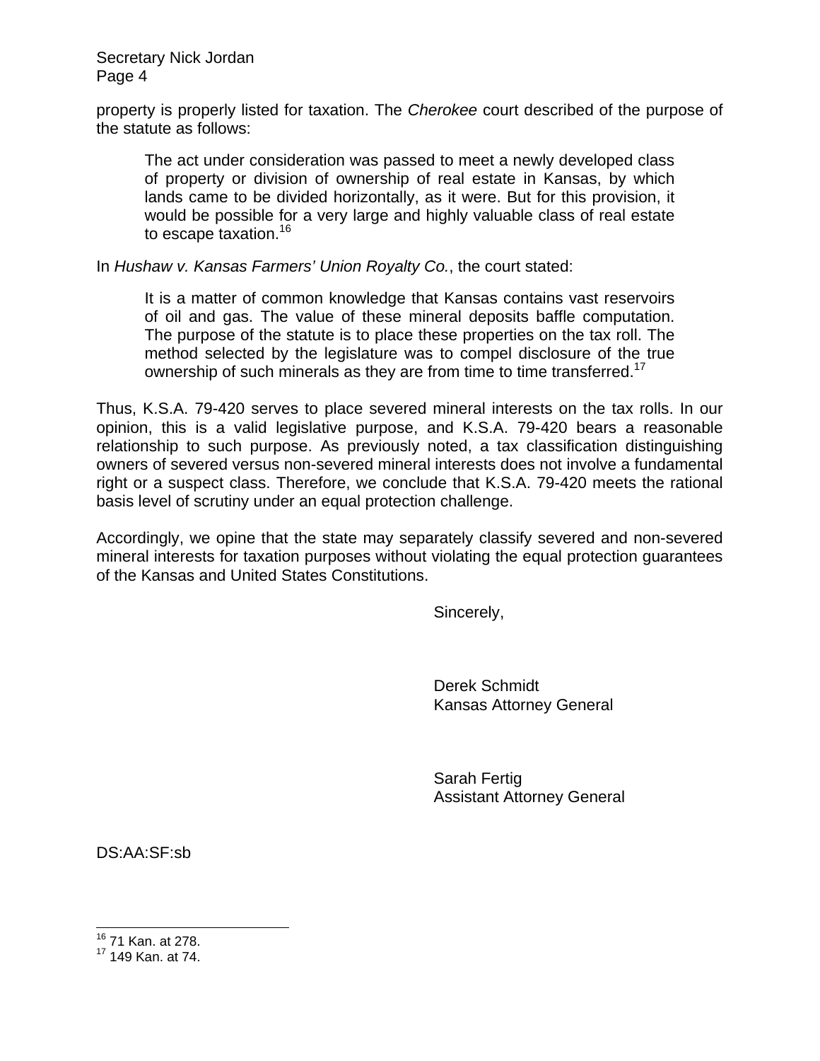property is properly listed for taxation. The *Cherokee* court described of the purpose of the statute as follows:

> The act under consideration was passed to meet a newly developed class of property or division of ownership of real estate in Kansas, by which lands came to be divided horizontally, as it were. But for this provision, it would be possible for a very large and highly valuable class of real estate to escape taxation.[16]

In *Hushaw v. Kansas Farmers' Union Royalty Co.*, the court stated:

> It is a matter of common knowledge that Kansas contains vast reservoirs of oil and gas. The value of these mineral deposits baffle computation. The purpose of the statute is to place these properties on the tax roll. The method selected by the legislature was to compel disclosure of the true ownership of such minerals as they are from time to time transferred.[17]

Thus, K.S.A. 79-420 serves to place severed mineral interests on the tax rolls. In our opinion, this is a valid legislative purpose, and K.S.A. 79-420 bears a reasonable relationship to such purpose. As previously noted, a tax classification distinguishing owners of severed versus non-severed mineral interests does not involve a fundamental right or a suspect class. Therefore, we conclude that K.S.A. 79-420 meets the rational basis level of scrutiny under an equal protection challenge.

Accordingly, we opine that the state may separately classify severed and non-severed mineral interests for taxation purposes without violating the equal protection guarantees of the Kansas and United States Constitutions.

Sincerely,

Derek Schmidt
Kansas Attorney General

Sarah Fertig
Assistant Attorney General

DS:AA:SF:sb

---

[16] 71 Kan. at 278.
[17] 149 Kan. at 74.